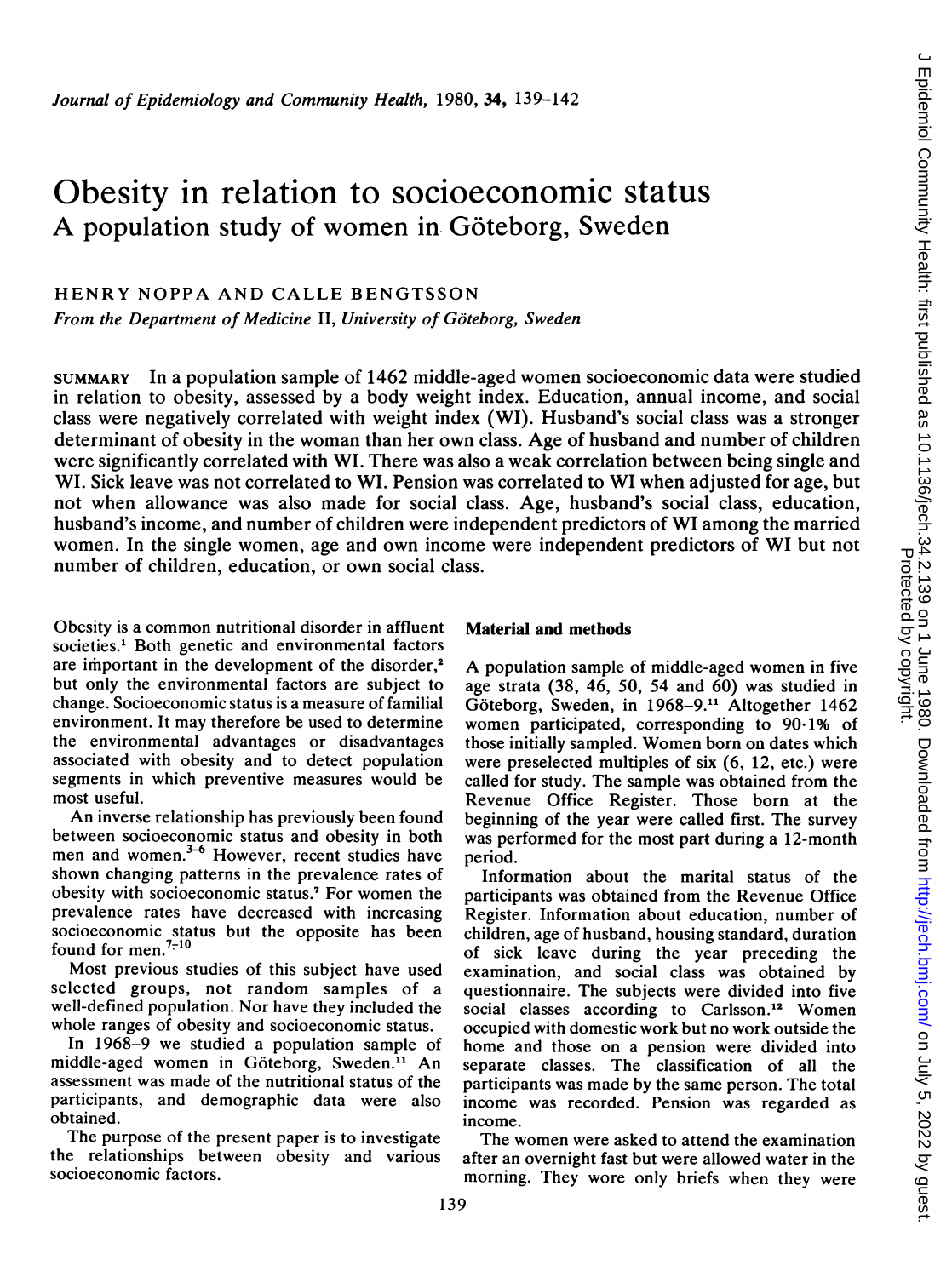# Obesity in relation to socioeconomic status

## A population study of women in Göteborg, Sweden

HENRY NOPPA AND CALLE BENGTSSON

*From the Department of Medicine II, University of Göteborg, Sweden*

SUMMARY In a population sample of 1462 middle-aged women socioeconomic data were studied in relation to obesity, assessed by a body weight index. Education, annual income, and social class were negatively correlated with weight index (WI). Husband's social class was a stronger determinant of obesity in the woman than her own class. Age of husband and number of children were significantly correlated with WI. There was also a weak correlation between being single and WI. Sick leave was not correlated to WI. Pension was correlated to WI when adjusted for age, but not when allowance was also made for social class. Age, husband's social class, education, husband's income, and number of children were independent predictors of WI among the married women. In the single women, age and own income were independent predictors of WI but not number of children, education, or own social class.

Obesity is a common nutritional disorder in affluent societies.[1] Both genetic and environmental factors are important in the development of the disorder,[2] but only the environmental factors are subject to change. Socioeconomic status is a measure of familial environment. It may therefore be used to determine the environmental advantages or disadvantages associated with obesity and to detect population segments in which preventive measures would be most useful.

An inverse relationship has previously been found between socioeconomic status and obesity in both men and women.[3-6] However, recent studies have shown changing patterns in the prevalence rates of obesity with socioeconomic status.[7] For women the prevalence rates have decreased with increasing socioeconomic status but the opposite has been found for men.[7-10]

Most previous studies of this subject have used selected groups, not random samples of a well-defined population. Nor have they included the whole ranges of obesity and socioeconomic status.

In 1968–9 we studied a population sample of middle-aged women in Göteborg, Sweden.[11] An assessment was made of the nutritional status of the participants, and demographic data were also obtained.

The purpose of the present paper is to investigate the relationships between obesity and various socioeconomic factors.

## Material and methods

A population sample of middle-aged women in five age strata (38, 46, 50, 54 and 60) was studied in Göteborg, Sweden, in 1968–9.[11] Altogether 1462 women participated, corresponding to 90·1% of those initially sampled. Women born on dates which were preselected multiples of six (6, 12, etc.) were called for study. The sample was obtained from the Revenue Office Register. Those born at the beginning of the year were called first. The survey was performed for the most part during a 12-month period.

Information about the marital status of the participants was obtained from the Revenue Office Register. Information about education, number of children, age of husband, housing standard, duration of sick leave during the year preceding the examination, and social class was obtained by questionnaire. The subjects were divided into five social classes according to Carlsson.[12] Women occupied with domestic work but no work outside the home and those on a pension were divided into separate classes. The classification of all the participants was made by the same person. The total income was recorded. Pension was regarded as income.

The women were asked to attend the examination after an overnight fast but were allowed water in the morning. They wore only briefs when they were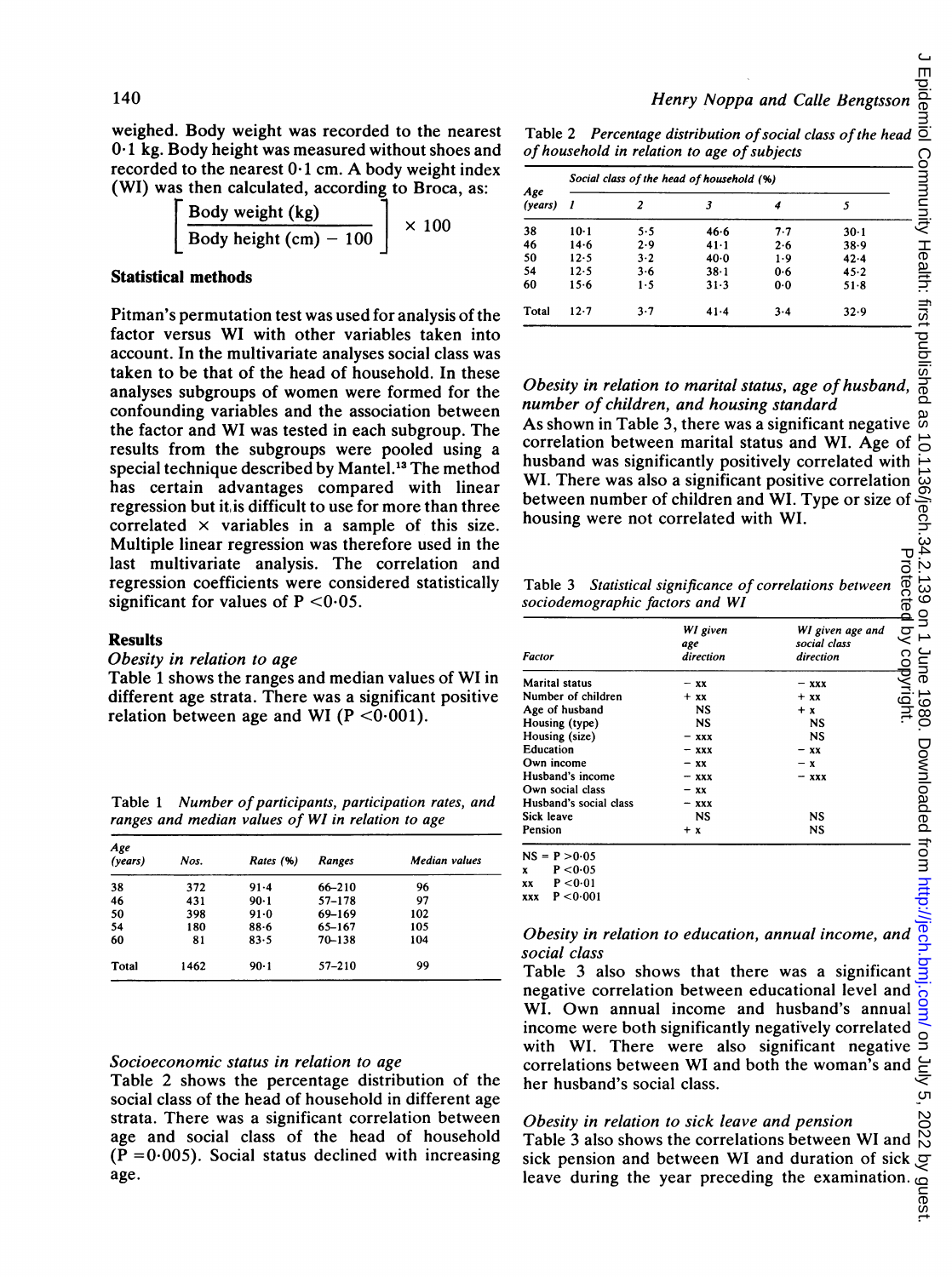weighed. Body weight was recorded to the nearest 0·1 kg. Body height was measured without shoes and recorded to the nearest 0·1 cm. A body weight index (WI) was then calculated, according to Broca, as:

$$\left[\frac{\text{Body weight (kg)}}{\text{Body height (cm)} - 100}\right] \times 100$$

## Statistical methods

Pitman's permutation test was used for analysis of the factor versus WI with other variables taken into account. In the multivariate analyses social class was taken to be that of the head of household. In these analyses subgroups of women were formed for the confounding variables and the association between the factor and WI was tested in each subgroup. The results from the subgroups were pooled using a special technique described by Mantel.[13] The method has certain advantages compared with linear regression but it is difficult to use for more than three correlated × variables in a sample of this size. Multiple linear regression was therefore used in the last multivariate analysis. The correlation and regression coefficients were considered statistically significant for values of $P < 0·05$.

## Results

*Obesity in relation to age*

Table 1 shows the ranges and median values of WI in different age strata. There was a significant positive relation between age and WI ($P < 0·001$).

Table 1 *Number of participants, participation rates, and ranges and median values of WI in relation to age*

| Age (years) | Nos. | Rates (%) | Ranges | Median values |
|---|---|---|---|---|
| 38 | 372 | 91·4 | 66–210 | 96 |
| 46 | 431 | 90·1 | 57–178 | 97 |
| 50 | 398 | 91·0 | 69–169 | 102 |
| 54 | 180 | 88·6 | 65–167 | 105 |
| 60 | 81 | 83·5 | 70–138 | 104 |
| Total | 1462 | 90·1 | 57–210 | 99 |

*Socioeconomic status in relation to age*

Table 2 shows the percentage distribution of the social class of the head of household in different age strata. There was a significant correlation between age and social class of the head of household ($P = 0·005$). Social status declined with increasing age.

Table 2 *Percentage distribution of social class of the head of household in relation to age of subjects*

| Age (years) | Social class of the head of household (%) 1 | 2 | 3 | 4 | 5 |
|---|---|---|---|---|---|
| 38 | 10·1 | 5·5 | 46·6 | 7·7 | 30·1 |
| 46 | 14·6 | 2·9 | 41·1 | 2·6 | 38·9 |
| 50 | 12·5 | 3·2 | 40·0 | 1·9 | 42·4 |
| 54 | 12·5 | 3·6 | 38·1 | 0·6 | 45·2 |
| 60 | 15·6 | 1·5 | 31·3 | 0·0 | 51·8 |
| Total | 12·7 | 3·7 | 41·4 | 3·4 | 32·9 |

*Obesity in relation to marital status, age of husband, number of children, and housing standard*

As shown in Table 3, there was a significant negative correlation between marital status and WI. Age of husband was significantly positively correlated with WI. There was also a significant positive correlation between number of children and WI. Type or size of housing were not correlated with WI.

Table 3 *Statistical significance of correlations between sociodemographic factors and WI*

| Factor | WI given age direction | WI given age and social class direction |
|---|---|---|
| Marital status | − xx | − xxx |
| Number of children | + xx | + xx |
| Age of husband | NS | + x |
| Housing (type) | NS | NS |
| Housing (size) | − xxx | NS |
| Education | − xxx | − xx |
| Own income | − xx | − x |
| Husband's income | − xxx | − xxx |
| Own social class | − xx | |
| Husband's social class | − xxx | |
| Sick leave | NS | NS |
| Pension | + x | NS |

NS = P >0·05
x P <0·05
xx P <0·01
xxx P <0·001

*Obesity in relation to education, annual income, and social class*

Table 3 also shows that there was a significant negative correlation between educational level and WI. Own annual income and husband's annual income were both significantly negatively correlated with WI. There were also significant negative correlations between WI and both the woman's and her husband's social class.

*Obesity in relation to sick leave and pension*

Table 3 also shows the correlations between WI and sick pension and between WI and duration of sick leave during the year preceding the examination.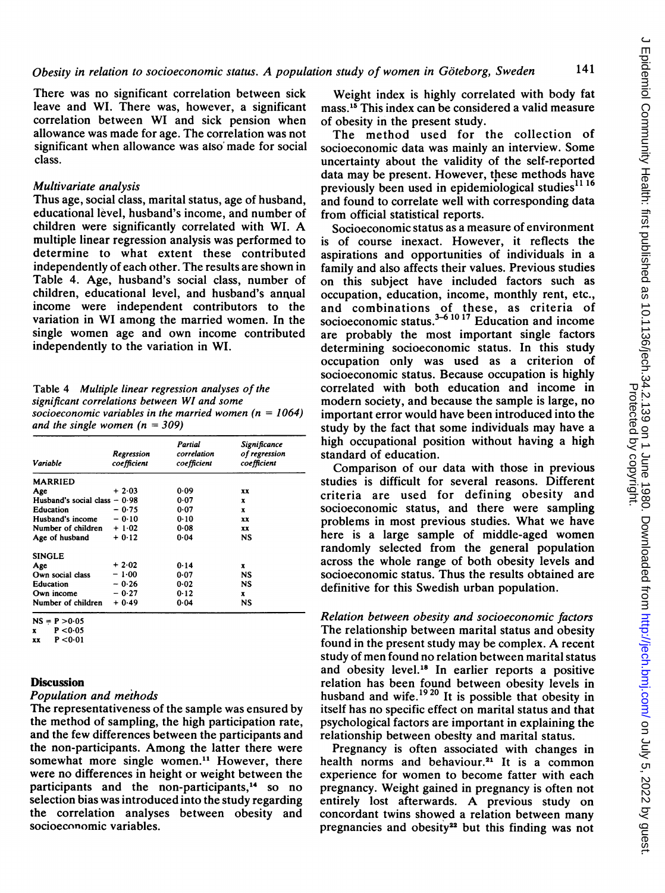There was no significant correlation between sick leave and WI. There was, however, a significant correlation between WI and sick pension when allowance was made for age. The correlation was not significant when allowance was also made for social class.

### *Multivariate analysis*

Thus age, social class, marital status, age of husband, educational level, husband's income, and number of children were significantly correlated with WI. A multiple linear regression analysis was performed to determine to what extent these contributed independently of each other. The results are shown in Table 4. Age, husband's social class, number of children, educational level, and husband's annual income were independent contributors to the variation in WI among the married women. In the single women age and own income contributed independently to the variation in WI.

Table 4 *Multiple linear regression analyses of the significant correlations between WI and some socioeconomic variables in the married women (n = 1064) and the single women (n = 309)*

| Variable | Regression coefficient | Partial correlation coefficient | Significance of regression coefficient |
|---|---|---|---|
| MARRIED | | | |
| Age | + 2·03 | 0·09 | xx |
| Husband's social class | − 0·98 | 0·07 | x |
| Education | − 0·75 | 0·07 | x |
| Husband's income | − 0·10 | 0·10 | xx |
| Number of children | + 1·02 | 0·08 | xx |
| Age of husband | + 0·12 | 0·04 | NS |
| SINGLE | | | |
| Age | + 2·02 | 0·14 | x |
| Own social class | − 1·00 | 0·07 | NS |
| Education | − 0·26 | 0·02 | NS |
| Own income | − 0·27 | 0·12 | x |
| Number of children | + 0·49 | 0·04 | NS |

NS = $P > 0·05$
x $P < 0·05$
xx $P < 0·01$

## Discussion

### *Population and methods*

The representativeness of the sample was ensured by the method of sampling, the high participation rate, and the few differences between the participants and the non-participants. Among the latter there were somewhat more single women.[11] However, there were no differences in height or weight between the participants and the non-participants,[14] so no selection bias was introduced into the study regarding the correlation analyses between obesity and socioeconomic variables.

Weight index is highly correlated with body fat mass.[15] This index can be considered a valid measure of obesity in the present study.

The method used for the collection of socioeconomic data was mainly an interview. Some uncertainty about the validity of the self-reported data may be present. However, these methods have previously been used in epidemiological studies[11 16] and found to correlate well with corresponding data from official statistical reports.

Socioeconomic status as a measure of environment is of course inexact. However, it reflects the aspirations and opportunities of individuals in a family and also affects their values. Previous studies on this subject have included factors such as occupation, education, income, monthly rent, etc., and combinations of these, as criteria of socioeconomic status.[3–6 10 17] Education and income are probably the most important single factors determining socioeconomic status. In this study occupation only was used as a criterion of socioeconomic status. Because occupation is highly correlated with both education and income in modern society, and because the sample is large, no important error would have been introduced into the study by the fact that some individuals may have a high occupational position without having a high standard of education.

Comparison of our data with those in previous studies is difficult for several reasons. Different criteria are used for defining obesity and socioeconomic status, and there were sampling problems in most previous studies. What we have here is a large sample of middle-aged women randomly selected from the general population across the whole range of both obesity levels and socioeconomic status. Thus the results obtained are definitive for this Swedish urban population.

### *Relation between obesity and socioeconomic factors*

The relationship between marital status and obesity found in the present study may be complex. A recent study of men found no relation between marital status and obesity level.[18] In earlier reports a positive relation has been found between obesity levels in husband and wife.[19 20] It is possible that obesity in itself has no specific effect on marital status and that psychological factors are important in explaining the relationship between obesity and marital status.

Pregnancy is often associated with changes in health norms and behaviour.[21] It is a common experience for women to become fatter with each pregnancy. Weight gained in pregnancy is often not entirely lost afterwards. A previous study on concordant twins showed a relation between many pregnancies and obesity[22] but this finding was not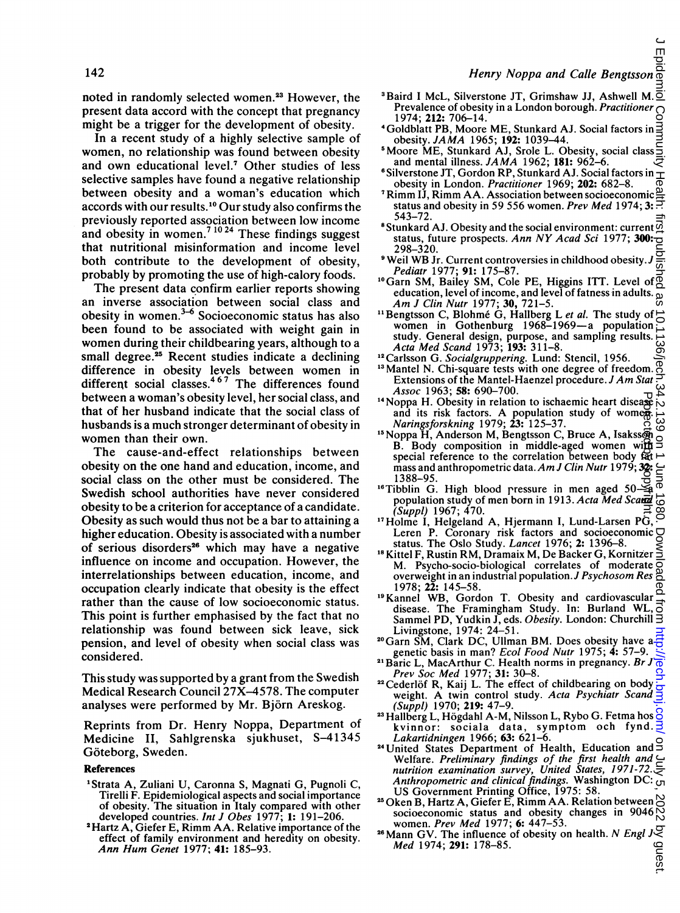noted in randomly selected women.[23] However, the present data accord with the concept that pregnancy might be a trigger for the development of obesity.

In a recent study of a highly selective sample of women, no relationship was found between obesity and own educational level.[7] Other studies of less selective samples have found a negative relationship between obesity and a woman's education which accords with our results.[10] Our study also confirms the previously reported association between low income and obesity in women.[7 10 24] These findings suggest that nutritional misinformation and income level both contribute to the development of obesity, probably by promoting the use of high-calory foods.

The present data confirm earlier reports showing an inverse association between social class and obesity in women.[3–6] Socioeconomic status has also been found to be associated with weight gain in women during their childbearing years, although to a small degree.[25] Recent studies indicate a declining difference in obesity levels between women in different social classes.[4 6 7] The differences found between a woman's obesity level, her social class, and that of her husband indicate that the social class of husbands is a much stronger determinant of obesity in women than their own.

The cause-and-effect relationships between obesity on the one hand and education, income, and social class on the other must be considered. The Swedish school authorities have never considered obesity to be a criterion for acceptance of a candidate. Obesity as such would thus not be a bar to attaining a higher education. Obesity is associated with a number of serious disorders[26] which may have a negative influence on income and occupation. However, the interrelationships between education, income, and occupation clearly indicate that obesity is the effect rather than the cause of low socioeconomic status. This point is further emphasised by the fact that no relationship was found between sick leave, sick pension, and level of obesity when social class was considered.

This study was supported by a grant from the Swedish Medical Research Council 27X–4578. The computer analyses were performed by Mr. Björn Areskog.

Reprints from Dr. Henry Noppa, Department of Medicine II, Sahlgrenska sjukhuset, S–41345 Göteborg, Sweden.

## References

1. Strata A, Zuliani U, Caronna S, Magnati G, Pugnoli C, Tirelli F. Epidemiological aspects and social importance of obesity. The situation in Italy compared with other developed countries. *Int J Obes* 1977; **1:** 191–206.
2. Hartz A, Giefer E, Rimm AA. Relative importance of the effect of family environment and heredity on obesity. *Ann Hum Genet* 1977; **41:** 185–93.
3. Baird I McL, Silverstone JT, Grimshaw JJ, Ashwell M. Prevalence of obesity in a London borough. *Practitioner* 1974; **212:** 706–14.
4. Goldblatt PB, Moore ME, Stunkard AJ. Social factors in obesity. *JAMA* 1965; **192:** 1039–44.
5. Moore ME, Stunkard AJ, Srole L. Obesity, social class and mental illness. *JAMA* 1962; **181:** 962–6.
6. Silverstone JT, Gordon RP, Stunkard AJ. Social factors in obesity in London. *Practitioner* 1969; **202:** 682–8.
7. Rimm IJ, Rimm AA. Association between socioeconomic status and obesity in 59 556 women. *Prev Med* 1974; **3:** 543–72.
8. Stunkard AJ. Obesity and the social environment: current status, future prospects. *Ann NY Acad Sci* 1977; **300:** 298–320.
9. Weil WB Jr. Current controversies in childhood obesity. *J Pediatr* 1977; **91:** 175–87.
10. Garn SM, Bailey SM, Cole PE, Higgins ITT. Level of education, level of income, and level of fatness in adults. *Am J Clin Nutr* 1977; **30**, 721–5.
11. Bengtsson C, Blohmé G, Hallberg L *et al.* The study of women in Gothenburg 1968–1969—a population study. General design, purpose, and sampling results. *Acta Med Scand* 1973; **193:** 311–8.
12. Carlsson G. *Socialgruppering.* Lund: Stencil, 1956.
13. Mantel N. Chi-square tests with one degree of freedom. Extensions of the Mantel-Haenzel procedure. *J Am Stat Assoc* 1963; **58:** 690–700.
14. Noppa H. Obesity in relation to ischaemic heart disease and its risk factors. A population study of women. *Naringsforskning* 1979; **23:** 125–37.
15. Noppa H, Anderson M, Bengtsson C, Bruce A, Isaksson B. Body composition in middle-aged women with special reference to the correlation between body fat mass and anthropometric data. *Am J Clin Nutr* 1979; **32:** 1388–95.
16. Tibblin G. High blood pressure in men aged 50—a population study of men born in 1913. *Acta Med Scand (Suppl)* 1967; 470.
17. Holme I, Helgeland A, Hjermann I, Lund-Larsen PG, Leren P. Coronary risk factors and socioeconomic status. The Oslo Study. *Lancet* 1976; **2:** 1396–8.
18. Kittel F, Rustin RM, Dramaix M, De Backer G, Kornitzer M. Psycho-socio-biological correlates of moderate overweight in an industrial population. *J Psychosom Res* 1978; **22:** 145–58.
19. Kannel WB, Gordon T. Obesity and cardiovascular disease. The Framingham Study. In: Burland WL, Sammel PD, Yudkin J, eds. *Obesity.* London: Churchill Livingstone, 1974: 24–51.
20. Garn SM, Clark DC, Ullman BM. Does obesity have a genetic basis in man? *Ecol Food Nutr* 1975; **4:** 57–9.
21. Baric L, MacArthur C. Health norms in pregnancy. *Br J Prev Soc Med* 1977; **31:** 30–8.
22. Cederlöf R, Kaij L. The effect of childbearing on body weight. A twin control study. *Acta Psychiatr Scand (Suppl)* 1970; **219:** 47–9.
23. Hallberg L, Högdahl A-M, Nilsson L, Rybo G. Fetma hos kvinnor: sociala data, symptom och fynd. *Lakartidningen* 1966; **63:** 621–6.
24. United States Department of Health, Education and Welfare. *Preliminary findings of the first health and nutrition examination survey, United States, 1971-72. Anthropometric and clinical findings.* Washington DC: US Government Printing Office, 1975: 58.
25. Oken B, Hartz A, Giefer E, Rimm AA. Relation between socioeconomic status and obesity changes in 9046 women. *Prev Med* 1977; **6:** 447–53.
26. Mann GV. The influence of obesity on health. *N Engl J Med* 1974; **291:** 178–85.